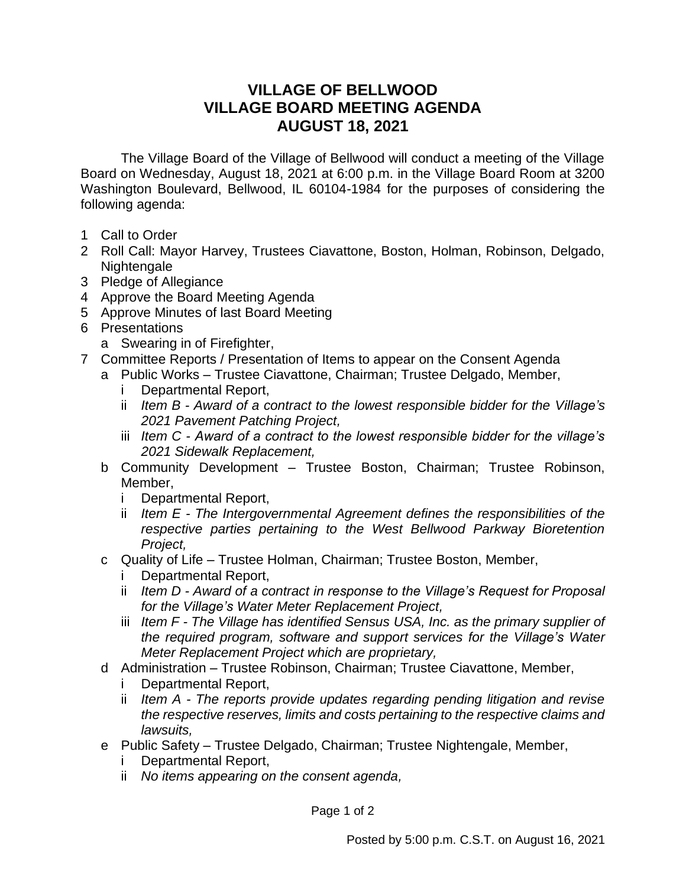# VILLAGE OF BELLWOOD
# VILLAGE BOARD MEETING AGENDA
# AUGUST 18, 2021

The Village Board of the Village of Bellwood will conduct a meeting of the Village Board on Wednesday, August 18, 2021 at 6:00 p.m. in the Village Board Room at 3200 Washington Boulevard, Bellwood, IL 60104-1984 for the purposes of considering the following agenda:

1. Call to Order
2. Roll Call: Mayor Harvey, Trustees Ciavattone, Boston, Holman, Robinson, Delgado, Nightengale
3. Pledge of Allegiance
4. Approve the Board Meeting Agenda
5. Approve Minutes of last Board Meeting
6. Presentations
   - a Swearing in of Firefighter,
7. Committee Reports / Presentation of Items to appear on the Consent Agenda
   - a Public Works – Trustee Ciavattone, Chairman; Trustee Delgado, Member,
     - i Departmental Report,
     - ii *Item B - Award of a contract to the lowest responsible bidder for the Village's 2021 Pavement Patching Project,*
     - iii *Item C - Award of a contract to the lowest responsible bidder for the village's 2021 Sidewalk Replacement,*
   - b Community Development – Trustee Boston, Chairman; Trustee Robinson, Member,
     - i Departmental Report,
     - ii *Item E - The Intergovernmental Agreement defines the responsibilities of the respective parties pertaining to the West Bellwood Parkway Bioretention Project,*
   - c Quality of Life – Trustee Holman, Chairman; Trustee Boston, Member,
     - i Departmental Report,
     - ii *Item D - Award of a contract in response to the Village's Request for Proposal for the Village's Water Meter Replacement Project,*
     - iii *Item F - The Village has identified Sensus USA, Inc. as the primary supplier of the required program, software and support services for the Village's Water Meter Replacement Project which are proprietary,*
   - d Administration – Trustee Robinson, Chairman; Trustee Ciavattone, Member,
     - i Departmental Report,
     - ii *Item A - The reports provide updates regarding pending litigation and revise the respective reserves, limits and costs pertaining to the respective claims and lawsuits,*
   - e Public Safety – Trustee Delgado, Chairman; Trustee Nightengale, Member,
     - i Departmental Report,
     - ii *No items appearing on the consent agenda,*

Posted by 5:00 p.m. C.S.T. on August 16, 2021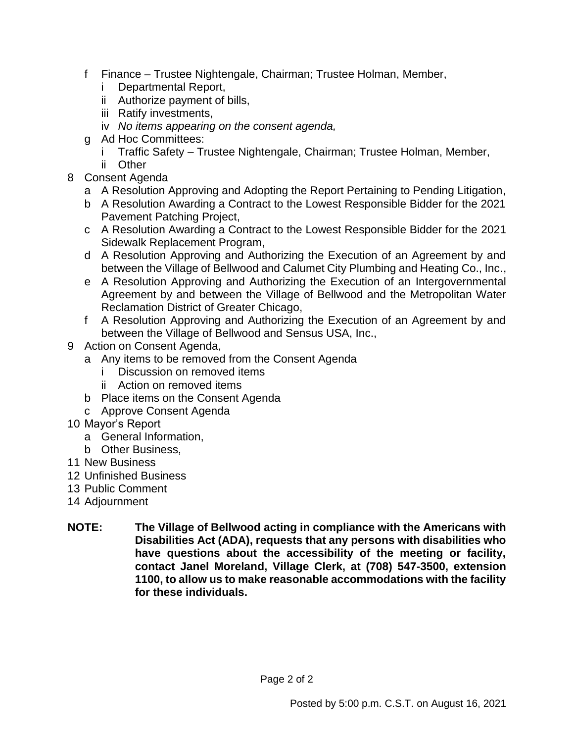- f Finance – Trustee Nightengale, Chairman; Trustee Holman, Member,
  - i Departmental Report,
  - ii Authorize payment of bills,
  - iii Ratify investments,
  - iv *No items appearing on the consent agenda,*
- g Ad Hoc Committees:
  - i Traffic Safety – Trustee Nightengale, Chairman; Trustee Holman, Member,
  - ii Other

8 Consent Agenda
- a A Resolution Approving and Adopting the Report Pertaining to Pending Litigation,
- b A Resolution Awarding a Contract to the Lowest Responsible Bidder for the 2021 Pavement Patching Project,
- c A Resolution Awarding a Contract to the Lowest Responsible Bidder for the 2021 Sidewalk Replacement Program,
- d A Resolution Approving and Authorizing the Execution of an Agreement by and between the Village of Bellwood and Calumet City Plumbing and Heating Co., Inc.,
- e A Resolution Approving and Authorizing the Execution of an Intergovernmental Agreement by and between the Village of Bellwood and the Metropolitan Water Reclamation District of Greater Chicago,
- f A Resolution Approving and Authorizing the Execution of an Agreement by and between the Village of Bellwood and Sensus USA, Inc.,

9 Action on Consent Agenda,
- a Any items to be removed from the Consent Agenda
  - i Discussion on removed items
  - ii Action on removed items
- b Place items on the Consent Agenda
- c Approve Consent Agenda

10 Mayor's Report
- a General Information,
- b Other Business,

11 New Business

12 Unfinished Business

13 Public Comment

14 Adjournment

**NOTE: The Village of Bellwood acting in compliance with the Americans with Disabilities Act (ADA), requests that any persons with disabilities who have questions about the accessibility of the meeting or facility, contact Janel Moreland, Village Clerk, at (708) 547-3500, extension 1100, to allow us to make reasonable accommodations with the facility for these individuals.**

Posted by 5:00 p.m. C.S.T. on August 16, 2021